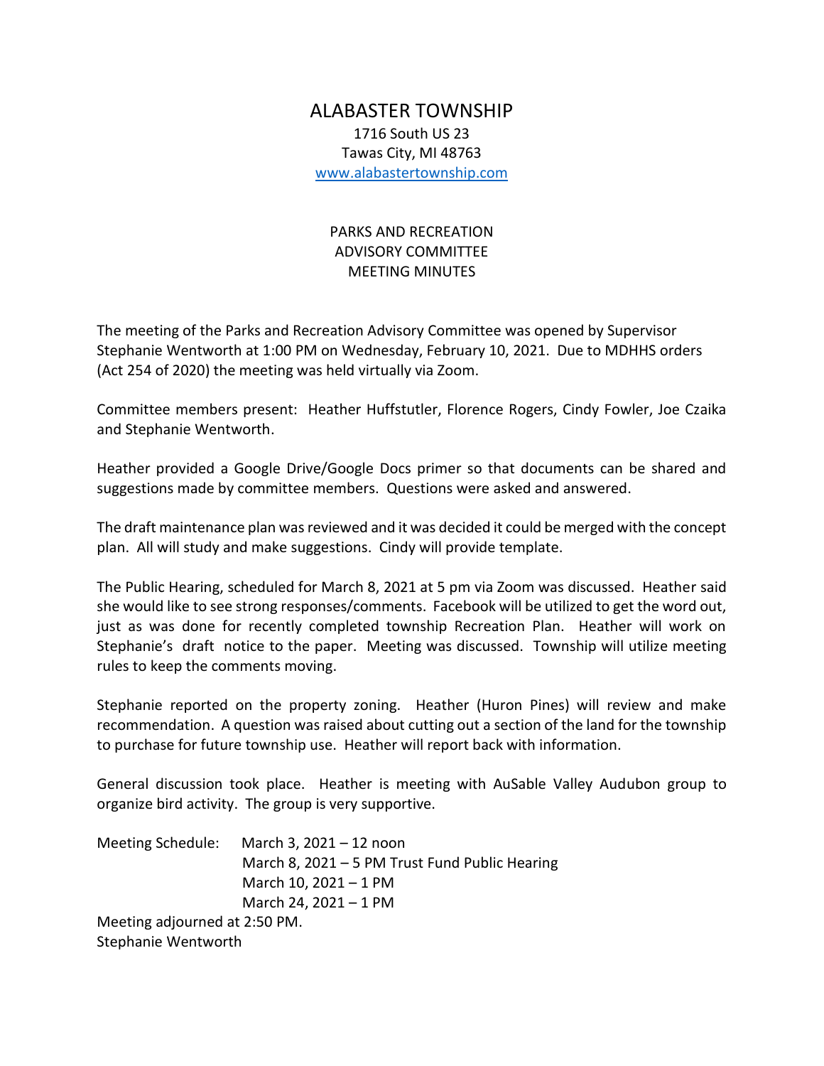# ALABASTER TOWNSHIP

1716 South US 23
Tawas City, MI 48763
www.alabastertownship.com

## PARKS AND RECREATION ADVISORY COMMITTEE MEETING MINUTES

The meeting of the Parks and Recreation Advisory Committee was opened by Supervisor Stephanie Wentworth at 1:00 PM on Wednesday, February 10, 2021. Due to MDHHS orders (Act 254 of 2020) the meeting was held virtually via Zoom.

Committee members present: Heather Huffstutler, Florence Rogers, Cindy Fowler, Joe Czaika and Stephanie Wentworth.

Heather provided a Google Drive/Google Docs primer so that documents can be shared and suggestions made by committee members. Questions were asked and answered.

The draft maintenance plan was reviewed and it was decided it could be merged with the concept plan. All will study and make suggestions. Cindy will provide template.

The Public Hearing, scheduled for March 8, 2021 at 5 pm via Zoom was discussed. Heather said she would like to see strong responses/comments. Facebook will be utilized to get the word out, just as was done for recently completed township Recreation Plan. Heather will work on Stephanie's draft notice to the paper. Meeting was discussed. Township will utilize meeting rules to keep the comments moving.

Stephanie reported on the property zoning. Heather (Huron Pines) will review and make recommendation. A question was raised about cutting out a section of the land for the township to purchase for future township use. Heather will report back with information.

General discussion took place. Heather is meeting with AuSable Valley Audubon group to organize bird activity. The group is very supportive.

Meeting Schedule:
- March 3, 2021 – 12 noon
- March 8, 2021 – 5 PM Trust Fund Public Hearing
- March 10, 2021 – 1 PM
- March 24, 2021 – 1 PM

Meeting adjourned at 2:50 PM.
Stephanie Wentworth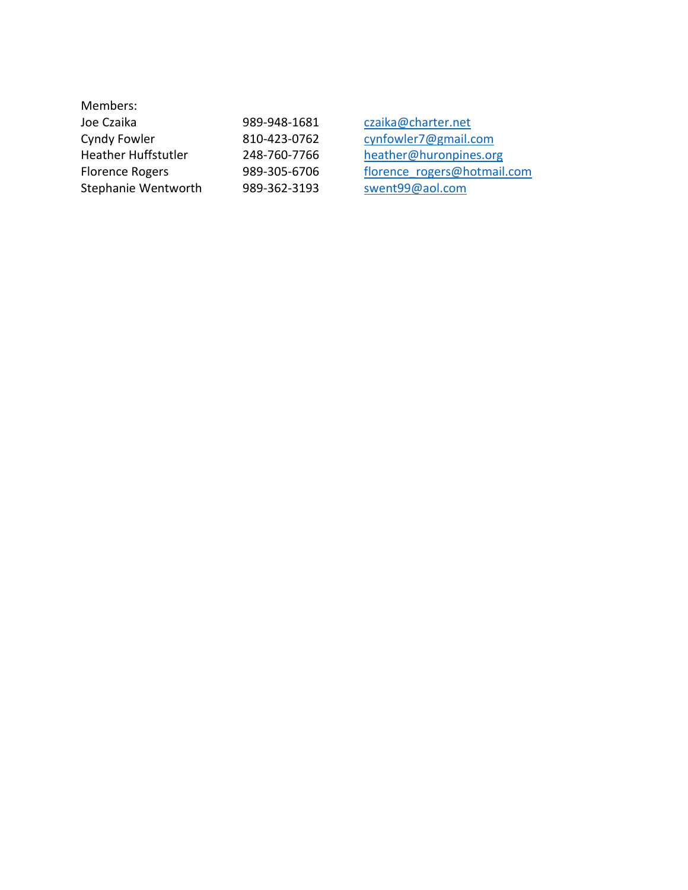Members:

| | | |
|---|---|---|
| Joe Czaika | 989-948-1681 | czaika@charter.net |
| Cyndy Fowler | 810-423-0762 | cynfowler7@gmail.com |
| Heather Huffstutler | 248-760-7766 | heather@huronpines.org |
| Florence Rogers | 989-305-6706 | florence_rogers@hotmail.com |
| Stephanie Wentworth | 989-362-3193 | swent99@aol.com |